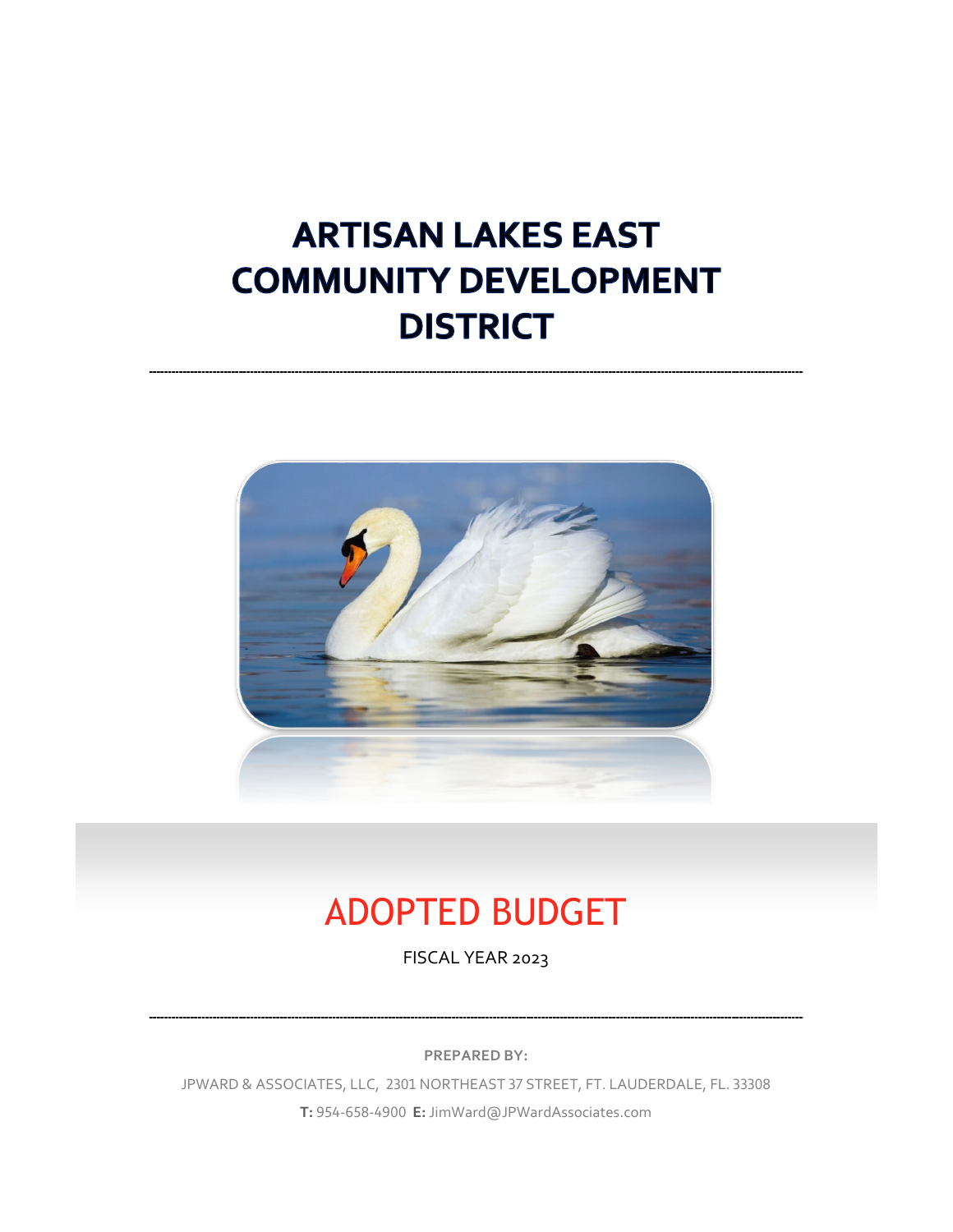# ARTISAN LAKES EAST COMMUNITY DEVELOPMENT DISTRICT

## ADOPTED BUDGET

FISCAL YEAR 2023

**PREPARED BY:**

JPWARD & ASSOCIATES, LLC, 2301 NORTHEAST 37 STREET, FT. LAUDERDALE, FL. 33308

**T:** 954-658-4900 **E:** JimWard@JPWardAssociates.com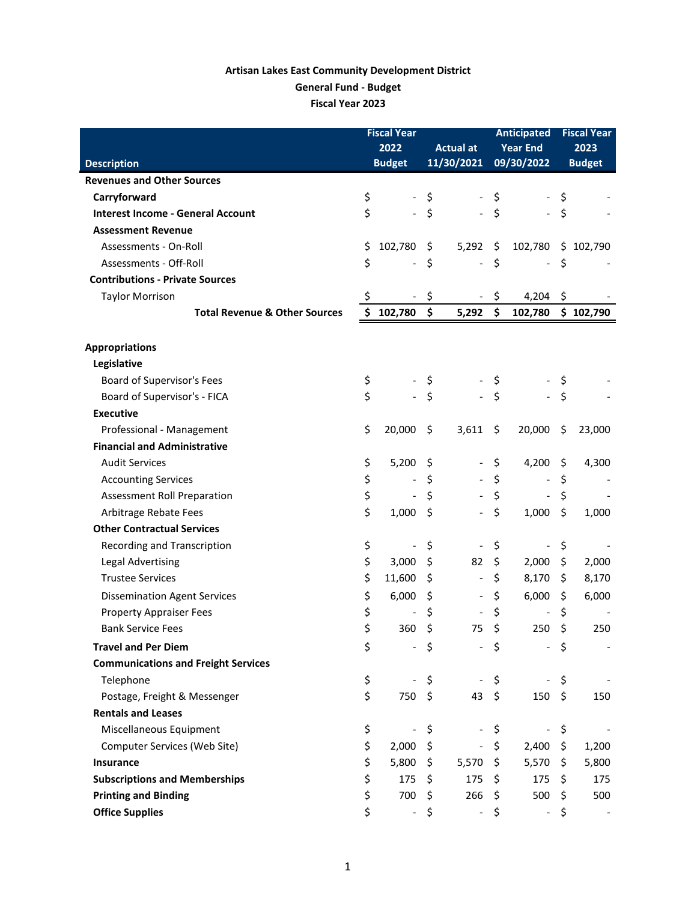**Artisan Lakes East Community Development District**
**General Fund - Budget**
**Fiscal Year 2023**

| Description | Fiscal Year 2022 Budget | Actual at 11/30/2021 | Anticipated Year End 09/30/2022 | Fiscal Year 2023 Budget |
|---|---|---|---|---|
| **Revenues and Other Sources** | | | | |
| **Carryforward** | $ - | $ - | $ - | $ - |
| **Interest Income - General Account** | $ - | $ - | $ - | $ - |
| **Assessment Revenue** | | | | |
| Assessments - On-Roll | $ 102,780 | $ 5,292 | $ 102,780 | $ 102,790 |
| Assessments - Off-Roll | $ - | $ - | $ - | $ - |
| **Contributions - Private Sources** | | | | |
| Taylor Morrison | $ - | $ - | $ 4,204 | $ - |
| **Total Revenue & Other Sources** | **$ 102,780** | **$ 5,292** | **$ 102,780** | **$ 102,790** |
| | | | | |
| **Appropriations** | | | | |
| **Legislative** | | | | |
| Board of Supervisor's Fees | $ - | $ - | $ - | $ - |
| Board of Supervisor's - FICA | $ - | $ - | $ - | $ - |
| **Executive** | | | | |
| Professional - Management | $ 20,000 | $ 3,611 | $ 20,000 | $ 23,000 |
| **Financial and Administrative** | | | | |
| Audit Services | $ 5,200 | $ - | $ 4,200 | $ 4,300 |
| Accounting Services | $ - | $ - | $ - | $ - |
| Assessment Roll Preparation | $ - | $ - | $ - | $ - |
| Arbitrage Rebate Fees | $ 1,000 | $ - | $ 1,000 | $ 1,000 |
| **Other Contractual Services** | | | | |
| Recording and Transcription | $ - | $ - | $ - | $ - |
| Legal Advertising | $ 3,000 | $ 82 | $ 2,000 | $ 2,000 |
| Trustee Services | $ 11,600 | $ - | $ 8,170 | $ 8,170 |
| Dissemination Agent Services | $ 6,000 | $ - | $ 6,000 | $ 6,000 |
| Property Appraiser Fees | $ - | $ - | $ - | $ - |
| Bank Service Fees | $ 360 | $ 75 | $ 250 | $ 250 |
| **Travel and Per Diem** | $ - | $ - | $ - | $ - |
| **Communications and Freight Services** | | | | |
| Telephone | $ - | $ - | $ - | $ - |
| Postage, Freight & Messenger | $ 750 | $ 43 | $ 150 | $ 150 |
| **Rentals and Leases** | | | | |
| Miscellaneous Equipment | $ - | $ - | $ - | $ - |
| Computer Services (Web Site) | $ 2,000 | $ - | $ 2,400 | $ 1,200 |
| **Insurance** | $ 5,800 | $ 5,570 | $ 5,570 | $ 5,800 |
| **Subscriptions and Memberships** | $ 175 | $ 175 | $ 175 | $ 175 |
| **Printing and Binding** | $ 700 | $ 266 | $ 500 | $ 500 |
| **Office Supplies** | $ - | $ - | $ - | $ - |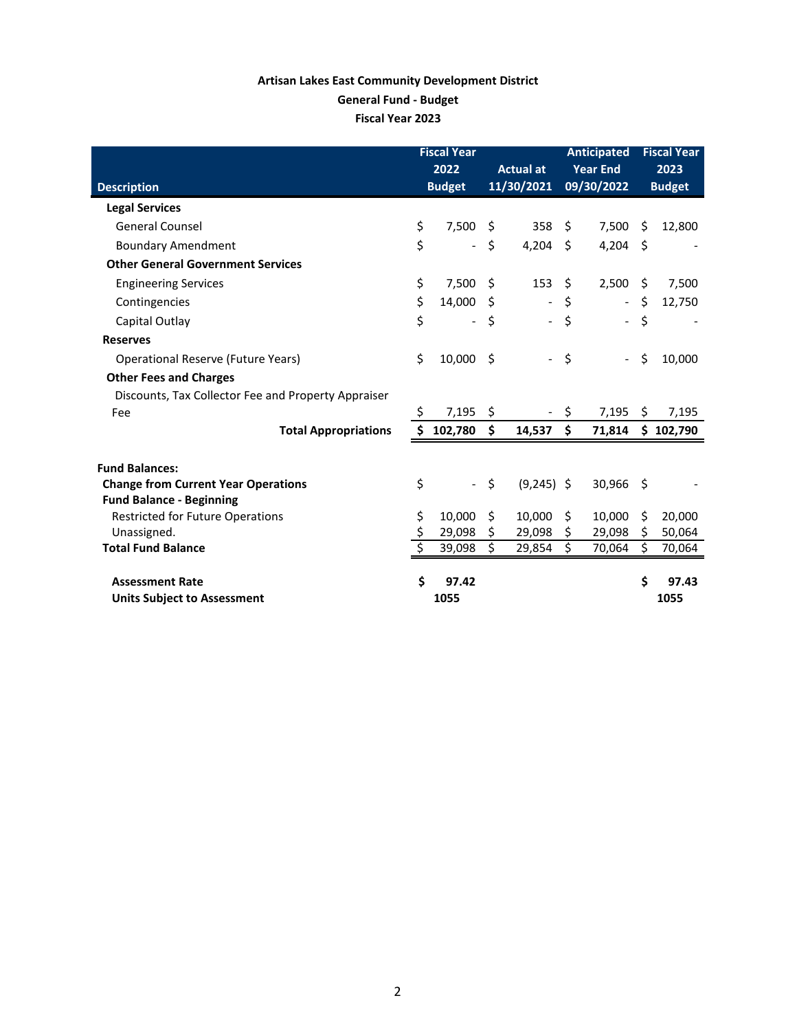**Artisan Lakes East Community Development District**
**General Fund - Budget**
**Fiscal Year 2023**

| Description | Fiscal Year 2022 Budget | Actual at 11/30/2021 | Anticipated Year End 09/30/2022 | Fiscal Year 2023 Budget |
|---|---|---|---|---|
| **Legal Services** | | | | |
| General Counsel | $ 7,500 | $ 358 | $ 7,500 | $ 12,800 |
| Boundary Amendment | $ - | $ 4,204 | $ 4,204 | $ - |
| **Other General Government Services** | | | | |
| Engineering Services | $ 7,500 | $ 153 | $ 2,500 | $ 7,500 |
| Contingencies | $ 14,000 | $ - | $ - | $ 12,750 |
| Capital Outlay | $ - | $ - | $ - | $ - |
| **Reserves** | | | | |
| Operational Reserve (Future Years) | $ 10,000 | $ - | $ - | $ 10,000 |
| **Other Fees and Charges** | | | | |
| Discounts, Tax Collector Fee and Property Appraiser Fee | $ 7,195 | $ - | $ 7,195 | $ 7,195 |
| **Total Appropriations** | **$ 102,780** | **$ 14,537** | **$ 71,814** | **$ 102,790** |
| | | | | |
| **Fund Balances:** | | | | |
| **Change from Current Year Operations** | $ - | $ (9,245) | $ 30,966 | $ - |
| **Fund Balance - Beginning** | | | | |
| Restricted for Future Operations | $ 10,000 | $ 10,000 | $ 10,000 | $ 20,000 |
| Unassigned. | $ 29,098 | $ 29,098 | $ 29,098 | $ 50,064 |
| **Total Fund Balance** | $ 39,098 | $ 29,854 | $ 70,064 | $ 70,064 |
| | | | | |
| **Assessment Rate** | **$ 97.42** | | | **$ 97.43** |
| **Units Subject to Assessment** | **1055** | | | **1055** |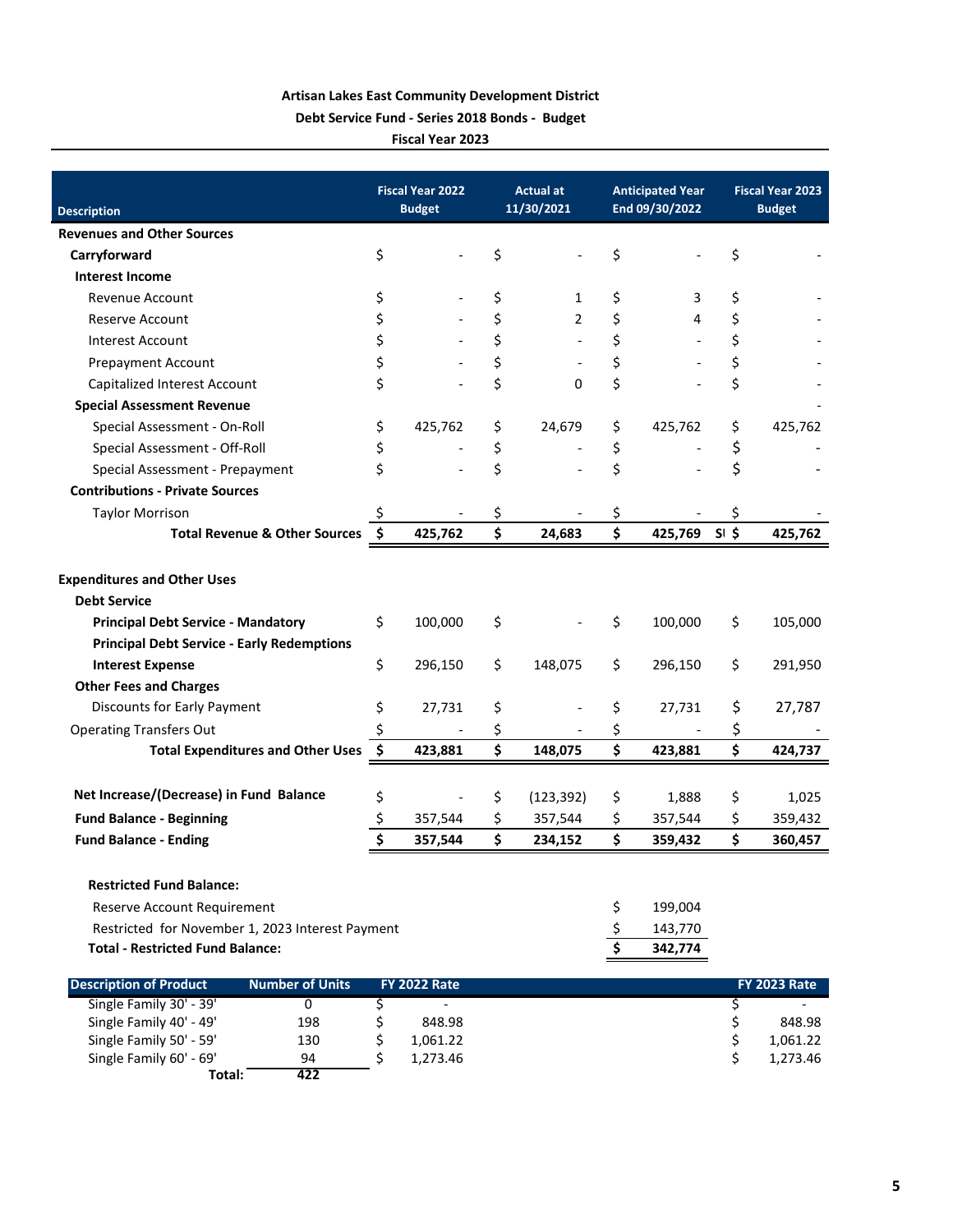**Artisan Lakes East Community Development District**

**Debt Service Fund - Series 2018 Bonds - Budget**

**Fiscal Year 2023**

| Description | Fiscal Year 2022 Budget | Actual at 11/30/2021 | Anticipated Year End 09/30/2022 | Fiscal Year 2023 Budget |
|---|---|---|---|---|
| **Revenues and Other Sources** | | | | |
| **Carryforward** | $ - | $ - | $ - | $ - |
| **Interest Income** | | | | |
| Revenue Account | $ - | $ 1 | $ 3 | $ - |
| Reserve Account | $ - | $ 2 | $ 4 | $ - |
| Interest Account | $ - | $ - | $ - | $ - |
| Prepayment Account | $ - | $ - | $ - | $ - |
| Capitalized Interest Account | $ - | $ 0 | $ - | $ - |
| **Special Assessment Revenue** | | | | - |
| Special Assessment - On-Roll | $ 425,762 | $ 24,679 | $ 425,762 | $ 425,762 |
| Special Assessment - Off-Roll | $ - | $ - | $ - | $ - |
| Special Assessment - Prepayment | $ - | $ - | $ - | $ - |
| **Contributions - Private Sources** | | | | |
| Taylor Morrison | $ - | $ - | $ - | $ - |
| **Total Revenue & Other Sources** | **$ 425,762** | **$ 24,683** | **$ 425,769** | **$ 425,762** |
| | | | | |
| **Expenditures and Other Uses** | | | | |
| **Debt Service** | | | | |
| **Principal Debt Service - Mandatory** | $ 100,000 | $ - | $ 100,000 | $ 105,000 |
| **Principal Debt Service - Early Redemptions** | | | | |
| **Interest Expense** | $ 296,150 | $ 148,075 | $ 296,150 | $ 291,950 |
| **Other Fees and Charges** | | | | |
| Discounts for Early Payment | $ 27,731 | $ - | $ 27,731 | $ 27,787 |
| Operating Transfers Out | $ - | $ - | $ - | $ - |
| **Total Expenditures and Other Uses** | **$ 423,881** | **$ 148,075** | **$ 423,881** | **$ 424,737** |
| | | | | |
| **Net Increase/(Decrease) in Fund Balance** | $ - | $ (123,392) | $ 1,888 | $ 1,025 |
| **Fund Balance - Beginning** | $ 357,544 | $ 357,544 | $ 357,544 | $ 359,432 |
| **Fund Balance - Ending** | **$ 357,544** | **$ 234,152** | **$ 359,432** | **$ 360,457** |

**Restricted Fund Balance:**

| | |
|---|---|
| Reserve Account Requirement | $ 199,004 |
| Restricted for November 1, 2023 Interest Payment | $ 143,770 |
| **Total - Restricted Fund Balance:** | **$ 342,774** |

| Description of Product | Number of Units | FY 2022 Rate | FY 2023 Rate |
|---|---|---|---|
| Single Family 30' - 39' | 0 | $ - | $ - |
| Single Family 40' - 49' | 198 | $ 848.98 | $ 848.98 |
| Single Family 50' - 59' | 130 | $ 1,061.22 | $ 1,061.22 |
| Single Family 60' - 69' | 94 | $ 1,273.46 | $ 1,273.46 |
| **Total:** | **422** | | |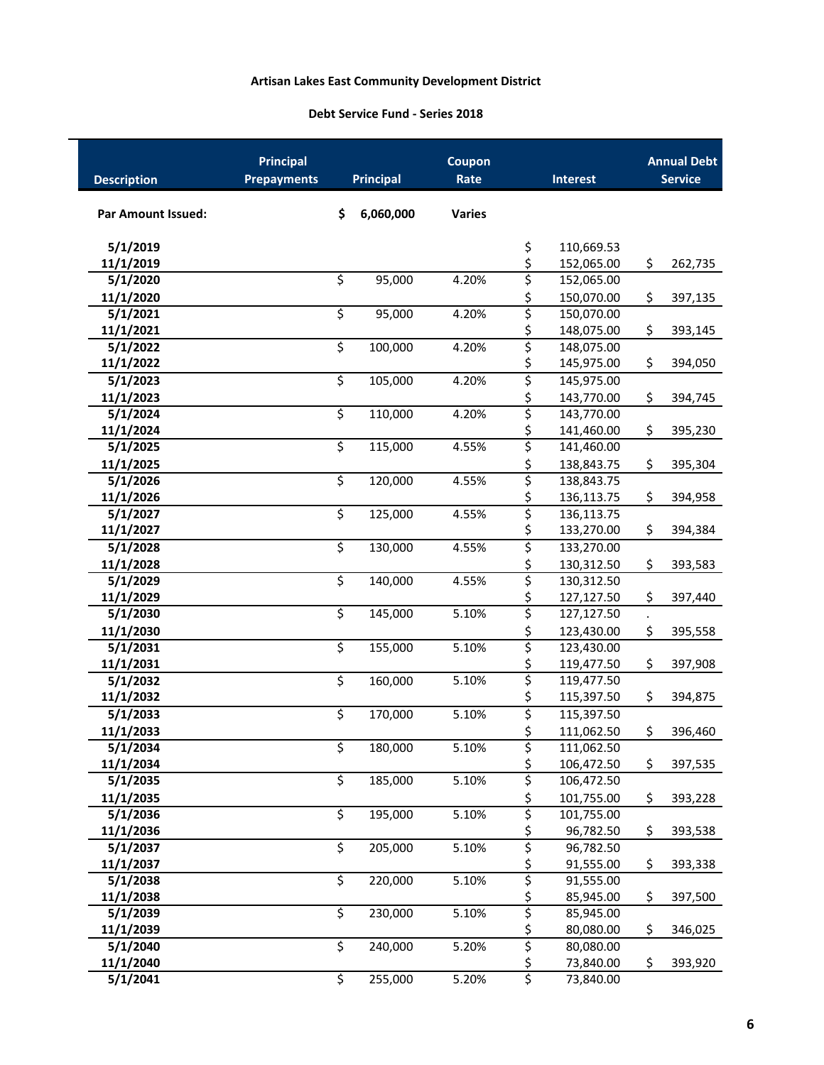**Artisan Lakes East Community Development District**

**Debt Service Fund - Series 2018**

| Description | Principal Prepayments | Principal | Coupon Rate | Interest | Annual Debt Service |
|---|---|---|---|---|---|
| **Par Amount Issued:** | | $ 6,060,000 | Varies | | |
| **5/1/2019** | | | | $ 110,669.53 | |
| **11/1/2019** | | | | $ 152,065.00 | $ 262,735 |
| **5/1/2020** | | $ 95,000 | 4.20% | $ 152,065.00 | |
| **11/1/2020** | | | | $ 150,070.00 | $ 397,135 |
| **5/1/2021** | | $ 95,000 | 4.20% | $ 150,070.00 | |
| **11/1/2021** | | | | $ 148,075.00 | $ 393,145 |
| **5/1/2022** | | $ 100,000 | 4.20% | $ 148,075.00 | |
| **11/1/2022** | | | | $ 145,975.00 | $ 394,050 |
| **5/1/2023** | | $ 105,000 | 4.20% | $ 145,975.00 | |
| **11/1/2023** | | | | $ 143,770.00 | $ 394,745 |
| **5/1/2024** | | $ 110,000 | 4.20% | $ 143,770.00 | |
| **11/1/2024** | | | | $ 141,460.00 | $ 395,230 |
| **5/1/2025** | | $ 115,000 | 4.55% | $ 141,460.00 | |
| **11/1/2025** | | | | $ 138,843.75 | $ 395,304 |
| **5/1/2026** | | $ 120,000 | 4.55% | $ 138,843.75 | |
| **11/1/2026** | | | | $ 136,113.75 | $ 394,958 |
| **5/1/2027** | | $ 125,000 | 4.55% | $ 136,113.75 | |
| **11/1/2027** | | | | $ 133,270.00 | $ 394,384 |
| **5/1/2028** | | $ 130,000 | 4.55% | $ 133,270.00 | |
| **11/1/2028** | | | | $ 130,312.50 | $ 393,583 |
| **5/1/2029** | | $ 140,000 | 4.55% | $ 130,312.50 | |
| **11/1/2029** | | | | $ 127,127.50 | $ 397,440 |
| **5/1/2030** | | $ 145,000 | 5.10% | $ 127,127.50 | . |
| **11/1/2030** | | | | $ 123,430.00 | $ 395,558 |
| **5/1/2031** | | $ 155,000 | 5.10% | $ 123,430.00 | |
| **11/1/2031** | | | | $ 119,477.50 | $ 397,908 |
| **5/1/2032** | | $ 160,000 | 5.10% | $ 119,477.50 | |
| **11/1/2032** | | | | $ 115,397.50 | $ 394,875 |
| **5/1/2033** | | $ 170,000 | 5.10% | $ 115,397.50 | |
| **11/1/2033** | | | | $ 111,062.50 | $ 396,460 |
| **5/1/2034** | | $ 180,000 | 5.10% | $ 111,062.50 | |
| **11/1/2034** | | | | $ 106,472.50 | $ 397,535 |
| **5/1/2035** | | $ 185,000 | 5.10% | $ 106,472.50 | |
| **11/1/2035** | | | | $ 101,755.00 | $ 393,228 |
| **5/1/2036** | | $ 195,000 | 5.10% | $ 101,755.00 | |
| **11/1/2036** | | | | $ 96,782.50 | $ 393,538 |
| **5/1/2037** | | $ 205,000 | 5.10% | $ 96,782.50 | |
| **11/1/2037** | | | | $ 91,555.00 | $ 393,338 |
| **5/1/2038** | | $ 220,000 | 5.10% | $ 91,555.00 | |
| **11/1/2038** | | | | $ 85,945.00 | $ 397,500 |
| **5/1/2039** | | $ 230,000 | 5.10% | $ 85,945.00 | |
| **11/1/2039** | | | | $ 80,080.00 | $ 346,025 |
| **5/1/2040** | | $ 240,000 | 5.20% | $ 80,080.00 | |
| **11/1/2040** | | | | $ 73,840.00 | $ 393,920 |
| **5/1/2041** | | $ 255,000 | 5.20% | $ 73,840.00 | |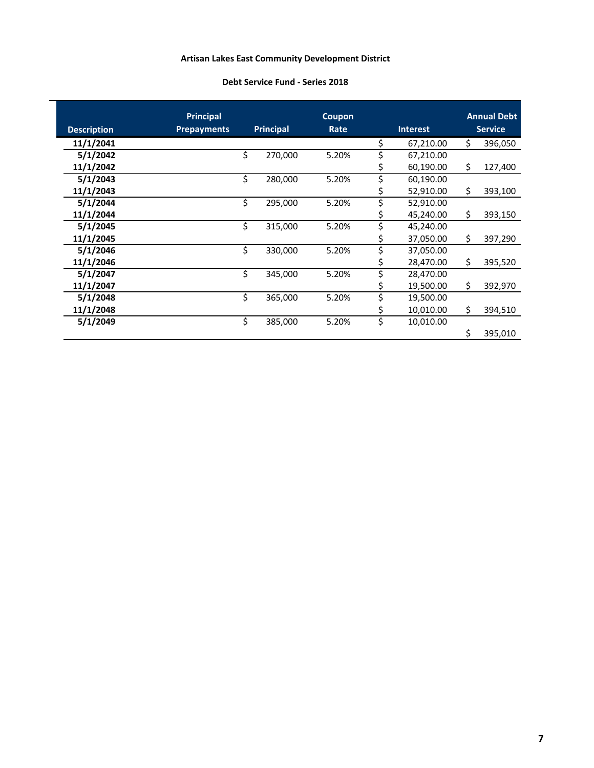**Artisan Lakes East Community Development District**

**Debt Service Fund - Series 2018**

| Description | Principal Prepayments | Principal | Coupon Rate | Interest | Annual Debt Service |
|---|---|---|---|---|---|
| **11/1/2041** | | | | $ 67,210.00 | $ 396,050 |
| **5/1/2042** | | $ 270,000 | 5.20% | $ 67,210.00 | |
| **11/1/2042** | | | | $ 60,190.00 | $ 127,400 |
| **5/1/2043** | | $ 280,000 | 5.20% | $ 60,190.00 | |
| **11/1/2043** | | | | $ 52,910.00 | $ 393,100 |
| **5/1/2044** | | $ 295,000 | 5.20% | $ 52,910.00 | |
| **11/1/2044** | | | | $ 45,240.00 | $ 393,150 |
| **5/1/2045** | | $ 315,000 | 5.20% | $ 45,240.00 | |
| **11/1/2045** | | | | $ 37,050.00 | $ 397,290 |
| **5/1/2046** | | $ 330,000 | 5.20% | $ 37,050.00 | |
| **11/1/2046** | | | | $ 28,470.00 | $ 395,520 |
| **5/1/2047** | | $ 345,000 | 5.20% | $ 28,470.00 | |
| **11/1/2047** | | | | $ 19,500.00 | $ 392,970 |
| **5/1/2048** | | $ 365,000 | 5.20% | $ 19,500.00 | |
| **11/1/2048** | | | | $ 10,010.00 | $ 394,510 |
| **5/1/2049** | | $ 385,000 | 5.20% | $ 10,010.00 | |
| | | | | | $ 395,010 |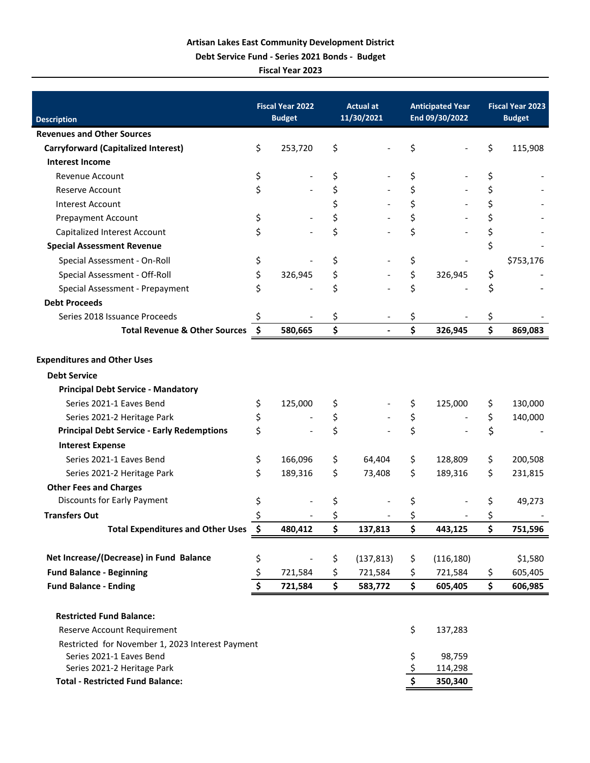**Artisan Lakes East Community Development District**

**Debt Service Fund - Series 2021 Bonds - Budget**

**Fiscal Year 2023**

| Description | Fiscal Year 2022 Budget | Actual at 11/30/2021 | Anticipated Year End 09/30/2022 | Fiscal Year 2023 Budget |
|---|---|---|---|---|
| **Revenues and Other Sources** | | | | |
| **Carryforward (Capitalized Interest)** | $ 253,720 | $ - | $ - | $ 115,908 |
| **Interest Income** | | | | |
| Revenue Account | $ - | $ - | $ - | $ - |
| Reserve Account | $ - | $ - | $ - | $ - |
| Interest Account | | $ - | $ - | $ - |
| Prepayment Account | $ - | $ - | $ - | $ - |
| Capitalized Interest Account | $ - | $ - | $ - | $ - |
| **Special Assessment Revenue** | | | | $ - |
| Special Assessment - On-Roll | $ - | $ - | $ - | $753,176 |
| Special Assessment - Off-Roll | $ 326,945 | $ - | $ 326,945 | $ - |
| Special Assessment - Prepayment | $ - | $ - | $ - | $ - |
| **Debt Proceeds** | | | | |
| Series 2018 Issuance Proceeds | $ - | $ - | $ - | $ - |
| **Total Revenue & Other Sources** | **$ 580,665** | **$ -** | **$ 326,945** | **$ 869,083** |
| | | | | |
| **Expenditures and Other Uses** | | | | |
| **Debt Service** | | | | |
| **Principal Debt Service - Mandatory** | | | | |
| Series 2021-1 Eaves Bend | $ 125,000 | $ - | $ 125,000 | $ 130,000 |
| Series 2021-2 Heritage Park | $ - | $ - | $ - | $ 140,000 |
| **Principal Debt Service - Early Redemptions** | $ - | $ - | $ - | $ - |
| **Interest Expense** | | | | |
| Series 2021-1 Eaves Bend | $ 166,096 | $ 64,404 | $ 128,809 | $ 200,508 |
| Series 2021-2 Heritage Park | $ 189,316 | $ 73,408 | $ 189,316 | $ 231,815 |
| **Other Fees and Charges** | | | | |
| Discounts for Early Payment | $ - | $ - | $ - | $ 49,273 |
| **Transfers Out** | $ - | $ - | $ - | $ - |
| **Total Expenditures and Other Uses** | **$ 480,412** | **$ 137,813** | **$ 443,125** | **$ 751,596** |
| | | | | |
| **Net Increase/(Decrease) in Fund Balance** | $ - | $ (137,813) | $ (116,180) | $1,580 |
| **Fund Balance - Beginning** | $ 721,584 | $ 721,584 | $ 721,584 | $ 605,405 |
| **Fund Balance - Ending** | **$ 721,584** | **$ 583,772** | **$ 605,405** | **$ 606,985** |

| **Restricted Fund Balance:** | |
|---|---|
| Reserve Account Requirement | $ 137,283 |
| Restricted for November 1, 2023 Interest Payment | |
| Series 2021-1 Eaves Bend | $ 98,759 |
| Series 2021-2 Heritage Park | $ 114,298 |
| **Total - Restricted Fund Balance:** | **$ 350,340** |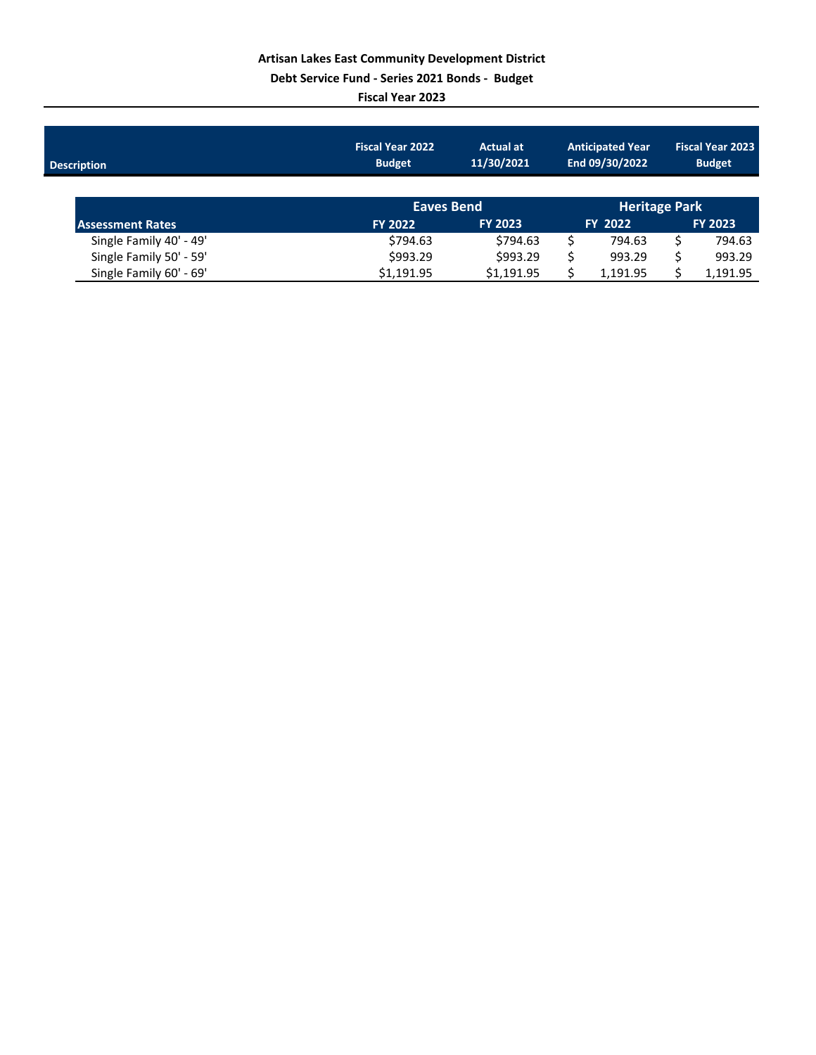**Artisan Lakes East Community Development District**

**Debt Service Fund - Series 2021 Bonds - Budget**

**Fiscal Year 2023**

| Description | Fiscal Year 2022 Budget | Actual at 11/30/2021 | Anticipated Year End 09/30/2022 | Fiscal Year 2023 Budget |
|---|---|---|---|---|

| | Eaves Bend | | Heritage Park | |
|---|---|---|---|---|
| **Assessment Rates** | **FY 2022** | **FY 2023** | **FY 2022** | **FY 2023** |
| Single Family 40' - 49' | $794.63 | $794.63 | $ 794.63 | $ 794.63 |
| Single Family 50' - 59' | $993.29 | $993.29 | $ 993.29 | $ 993.29 |
| Single Family 60' - 69' | $1,191.95 | $1,191.95 | $ 1,191.95 | $ 1,191.95 |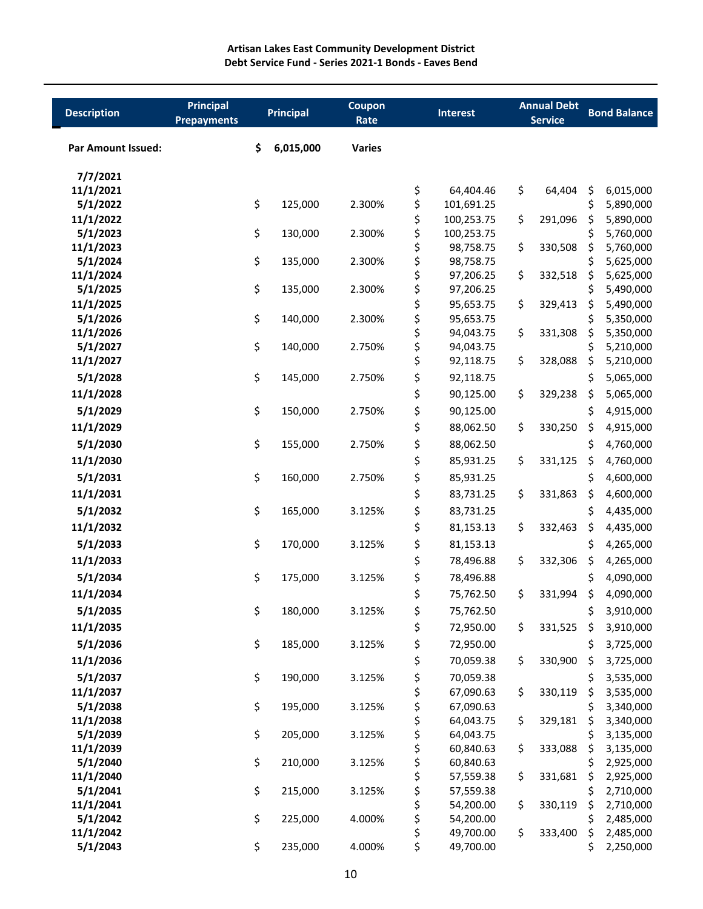**Artisan Lakes East Community Development District**
**Debt Service Fund - Series 2021-1 Bonds - Eaves Bend**

| Description | Principal Prepayments | Principal | Coupon Rate | Interest | Annual Debt Service | Bond Balance |
|---|---|---|---|---|---|---|
| **Par Amount Issued:** | | **$ 6,015,000** | **Varies** | | | |
| **7/7/2021** | | | | | | |
| **11/1/2021** | | | | $ 64,404.46 | $ 64,404 | $ 6,015,000 |
| **5/1/2022** | | $ 125,000 | 2.300% | $ 101,691.25 | | $ 5,890,000 |
| **11/1/2022** | | | | $ 100,253.75 | $ 291,096 | $ 5,890,000 |
| **5/1/2023** | | $ 130,000 | 2.300% | $ 100,253.75 | | $ 5,760,000 |
| **11/1/2023** | | | | $ 98,758.75 | $ 330,508 | $ 5,760,000 |
| **5/1/2024** | | $ 135,000 | 2.300% | $ 98,758.75 | | $ 5,625,000 |
| **11/1/2024** | | | | $ 97,206.25 | $ 332,518 | $ 5,625,000 |
| **5/1/2025** | | $ 135,000 | 2.300% | $ 97,206.25 | | $ 5,490,000 |
| **11/1/2025** | | | | $ 95,653.75 | $ 329,413 | $ 5,490,000 |
| **5/1/2026** | | $ 140,000 | 2.300% | $ 95,653.75 | | $ 5,350,000 |
| **11/1/2026** | | | | $ 94,043.75 | $ 331,308 | $ 5,350,000 |
| **5/1/2027** | | $ 140,000 | 2.750% | $ 94,043.75 | | $ 5,210,000 |
| **11/1/2027** | | | | $ 92,118.75 | $ 328,088 | $ 5,210,000 |
| **5/1/2028** | | $ 145,000 | 2.750% | $ 92,118.75 | | $ 5,065,000 |
| **11/1/2028** | | | | $ 90,125.00 | $ 329,238 | $ 5,065,000 |
| **5/1/2029** | | $ 150,000 | 2.750% | $ 90,125.00 | | $ 4,915,000 |
| **11/1/2029** | | | | $ 88,062.50 | $ 330,250 | $ 4,915,000 |
| **5/1/2030** | | $ 155,000 | 2.750% | $ 88,062.50 | | $ 4,760,000 |
| **11/1/2030** | | | | $ 85,931.25 | $ 331,125 | $ 4,760,000 |
| **5/1/2031** | | $ 160,000 | 2.750% | $ 85,931.25 | | $ 4,600,000 |
| **11/1/2031** | | | | $ 83,731.25 | $ 331,863 | $ 4,600,000 |
| **5/1/2032** | | $ 165,000 | 3.125% | $ 83,731.25 | | $ 4,435,000 |
| **11/1/2032** | | | | $ 81,153.13 | $ 332,463 | $ 4,435,000 |
| **5/1/2033** | | $ 170,000 | 3.125% | $ 81,153.13 | | $ 4,265,000 |
| **11/1/2033** | | | | $ 78,496.88 | $ 332,306 | $ 4,265,000 |
| **5/1/2034** | | $ 175,000 | 3.125% | $ 78,496.88 | | $ 4,090,000 |
| **11/1/2034** | | | | $ 75,762.50 | $ 331,994 | $ 4,090,000 |
| **5/1/2035** | | $ 180,000 | 3.125% | $ 75,762.50 | | $ 3,910,000 |
| **11/1/2035** | | | | $ 72,950.00 | $ 331,525 | $ 3,910,000 |
| **5/1/2036** | | $ 185,000 | 3.125% | $ 72,950.00 | | $ 3,725,000 |
| **11/1/2036** | | | | $ 70,059.38 | $ 330,900 | $ 3,725,000 |
| **5/1/2037** | | $ 190,000 | 3.125% | $ 70,059.38 | | $ 3,535,000 |
| **11/1/2037** | | | | $ 67,090.63 | $ 330,119 | $ 3,535,000 |
| **5/1/2038** | | $ 195,000 | 3.125% | $ 67,090.63 | | $ 3,340,000 |
| **11/1/2038** | | | | $ 64,043.75 | $ 329,181 | $ 3,340,000 |
| **5/1/2039** | | $ 205,000 | 3.125% | $ 64,043.75 | | $ 3,135,000 |
| **11/1/2039** | | | | $ 60,840.63 | $ 333,088 | $ 3,135,000 |
| **5/1/2040** | | $ 210,000 | 3.125% | $ 60,840.63 | | $ 2,925,000 |
| **11/1/2040** | | | | $ 57,559.38 | $ 331,681 | $ 2,925,000 |
| **5/1/2041** | | $ 215,000 | 3.125% | $ 57,559.38 | | $ 2,710,000 |
| **11/1/2041** | | | | $ 54,200.00 | $ 330,119 | $ 2,710,000 |
| **5/1/2042** | | $ 225,000 | 4.000% | $ 54,200.00 | | $ 2,485,000 |
| **11/1/2042** | | | | $ 49,700.00 | $ 333,400 | $ 2,485,000 |
| **5/1/2043** | | $ 235,000 | 4.000% | $ 49,700.00 | | $ 2,250,000 |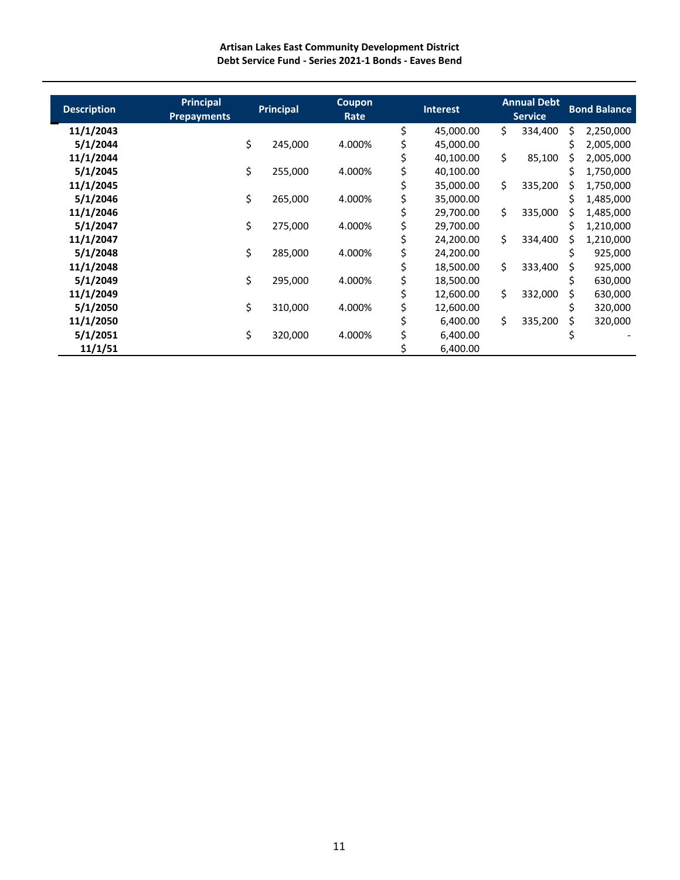**Artisan Lakes East Community Development District**
**Debt Service Fund - Series 2021-1 Bonds - Eaves Bend**

| Description | Principal Prepayments | Principal | Coupon Rate | Interest | Annual Debt Service | Bond Balance |
|---|---|---|---|---|---|---|
| 11/1/2043 | | | | $ 45,000.00 | $ 334,400 | $ 2,250,000 |
| 5/1/2044 | | $ 245,000 | 4.000% | $ 45,000.00 | | $ 2,005,000 |
| 11/1/2044 | | | | $ 40,100.00 | $ 85,100 | $ 2,005,000 |
| 5/1/2045 | | $ 255,000 | 4.000% | $ 40,100.00 | | $ 1,750,000 |
| 11/1/2045 | | | | $ 35,000.00 | $ 335,200 | $ 1,750,000 |
| 5/1/2046 | | $ 265,000 | 4.000% | $ 35,000.00 | | $ 1,485,000 |
| 11/1/2046 | | | | $ 29,700.00 | $ 335,000 | $ 1,485,000 |
| 5/1/2047 | | $ 275,000 | 4.000% | $ 29,700.00 | | $ 1,210,000 |
| 11/1/2047 | | | | $ 24,200.00 | $ 334,400 | $ 1,210,000 |
| 5/1/2048 | | $ 285,000 | 4.000% | $ 24,200.00 | | $ 925,000 |
| 11/1/2048 | | | | $ 18,500.00 | $ 333,400 | $ 925,000 |
| 5/1/2049 | | $ 295,000 | 4.000% | $ 18,500.00 | | $ 630,000 |
| 11/1/2049 | | | | $ 12,600.00 | $ 332,000 | $ 630,000 |
| 5/1/2050 | | $ 310,000 | 4.000% | $ 12,600.00 | | $ 320,000 |
| 11/1/2050 | | | | $ 6,400.00 | $ 335,200 | $ 320,000 |
| 5/1/2051 | | $ 320,000 | 4.000% | $ 6,400.00 | | $ - |
| 11/1/51 | | | | $ 6,400.00 | | |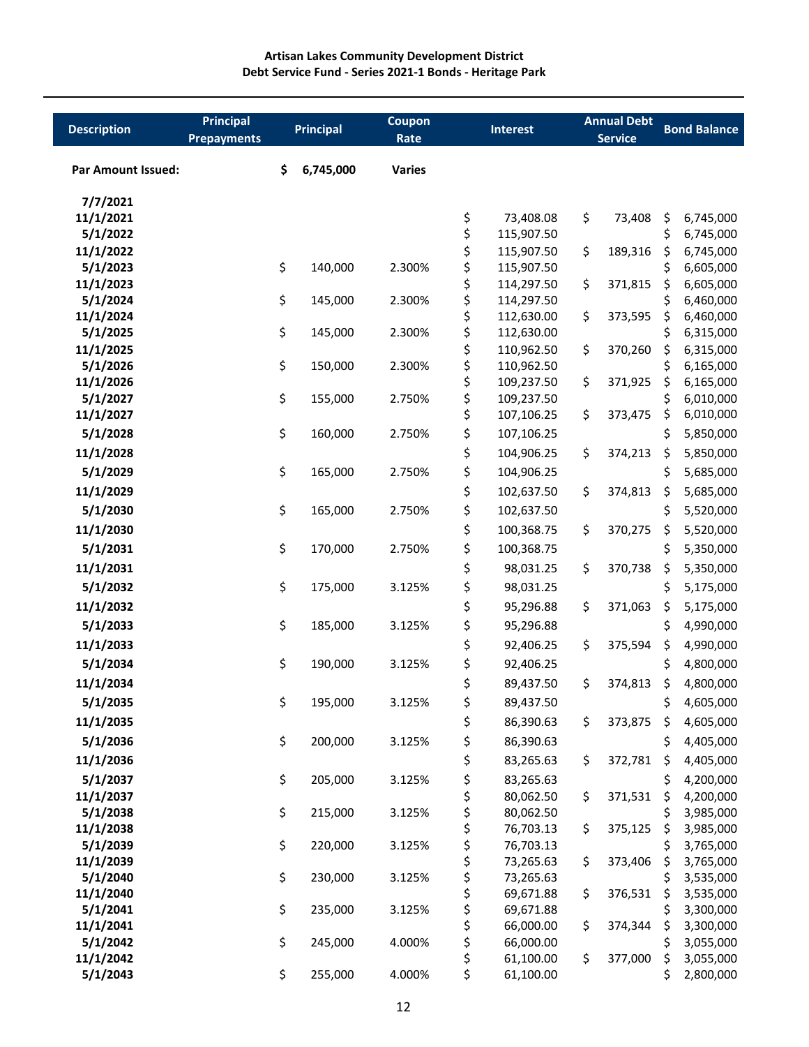**Artisan Lakes Community Development District**
**Debt Service Fund - Series 2021-1 Bonds - Heritage Park**

| Description | Principal Prepayments | Principal | Coupon Rate | Interest | Annual Debt Service | Bond Balance |
|---|---|---|---|---|---|---|
| **Par Amount Issued:** | | **$ 6,745,000** | **Varies** | | | |
| **7/7/2021** | | | | | | |
| **11/1/2021** | | | | $ 73,408.08 | $ 73,408 | $ 6,745,000 |
| **5/1/2022** | | | | $ 115,907.50 | | $ 6,745,000 |
| **11/1/2022** | | | | $ 115,907.50 | $ 189,316 | $ 6,745,000 |
| **5/1/2023** | | $ 140,000 | 2.300% | $ 115,907.50 | | $ 6,605,000 |
| **11/1/2023** | | | | $ 114,297.50 | $ 371,815 | $ 6,605,000 |
| **5/1/2024** | | $ 145,000 | 2.300% | $ 114,297.50 | | $ 6,460,000 |
| **11/1/2024** | | | | $ 112,630.00 | $ 373,595 | $ 6,460,000 |
| **5/1/2025** | | $ 145,000 | 2.300% | $ 112,630.00 | | $ 6,315,000 |
| **11/1/2025** | | | | $ 110,962.50 | $ 370,260 | $ 6,315,000 |
| **5/1/2026** | | $ 150,000 | 2.300% | $ 110,962.50 | | $ 6,165,000 |
| **11/1/2026** | | | | $ 109,237.50 | $ 371,925 | $ 6,165,000 |
| **5/1/2027** | | $ 155,000 | 2.750% | $ 109,237.50 | | $ 6,010,000 |
| **11/1/2027** | | | | $ 107,106.25 | $ 373,475 | $ 6,010,000 |
| **5/1/2028** | | $ 160,000 | 2.750% | $ 107,106.25 | | $ 5,850,000 |
| **11/1/2028** | | | | $ 104,906.25 | $ 374,213 | $ 5,850,000 |
| **5/1/2029** | | $ 165,000 | 2.750% | $ 104,906.25 | | $ 5,685,000 |
| **11/1/2029** | | | | $ 102,637.50 | $ 374,813 | $ 5,685,000 |
| **5/1/2030** | | $ 165,000 | 2.750% | $ 102,637.50 | | $ 5,520,000 |
| **11/1/2030** | | | | $ 100,368.75 | $ 370,275 | $ 5,520,000 |
| **5/1/2031** | | $ 170,000 | 2.750% | $ 100,368.75 | | $ 5,350,000 |
| **11/1/2031** | | | | $ 98,031.25 | $ 370,738 | $ 5,350,000 |
| **5/1/2032** | | $ 175,000 | 3.125% | $ 98,031.25 | | $ 5,175,000 |
| **11/1/2032** | | | | $ 95,296.88 | $ 371,063 | $ 5,175,000 |
| **5/1/2033** | | $ 185,000 | 3.125% | $ 95,296.88 | | $ 4,990,000 |
| **11/1/2033** | | | | $ 92,406.25 | $ 375,594 | $ 4,990,000 |
| **5/1/2034** | | $ 190,000 | 3.125% | $ 92,406.25 | | $ 4,800,000 |
| **11/1/2034** | | | | $ 89,437.50 | $ 374,813 | $ 4,800,000 |
| **5/1/2035** | | $ 195,000 | 3.125% | $ 89,437.50 | | $ 4,605,000 |
| **11/1/2035** | | | | $ 86,390.63 | $ 373,875 | $ 4,605,000 |
| **5/1/2036** | | $ 200,000 | 3.125% | $ 86,390.63 | | $ 4,405,000 |
| **11/1/2036** | | | | $ 83,265.63 | $ 372,781 | $ 4,405,000 |
| **5/1/2037** | | $ 205,000 | 3.125% | $ 83,265.63 | | $ 4,200,000 |
| **11/1/2037** | | | | $ 80,062.50 | $ 371,531 | $ 4,200,000 |
| **5/1/2038** | | $ 215,000 | 3.125% | $ 80,062.50 | | $ 3,985,000 |
| **11/1/2038** | | | | $ 76,703.13 | $ 375,125 | $ 3,985,000 |
| **5/1/2039** | | $ 220,000 | 3.125% | $ 76,703.13 | | $ 3,765,000 |
| **11/1/2039** | | | | $ 73,265.63 | $ 373,406 | $ 3,765,000 |
| **5/1/2040** | | $ 230,000 | 3.125% | $ 73,265.63 | | $ 3,535,000 |
| **11/1/2040** | | | | $ 69,671.88 | $ 376,531 | $ 3,535,000 |
| **5/1/2041** | | $ 235,000 | 3.125% | $ 69,671.88 | | $ 3,300,000 |
| **11/1/2041** | | | | $ 66,000.00 | $ 374,344 | $ 3,300,000 |
| **5/1/2042** | | $ 245,000 | 4.000% | $ 66,000.00 | | $ 3,055,000 |
| **11/1/2042** | | | | $ 61,100.00 | $ 377,000 | $ 3,055,000 |
| **5/1/2043** | | $ 255,000 | 4.000% | $ 61,100.00 | | $ 2,800,000 |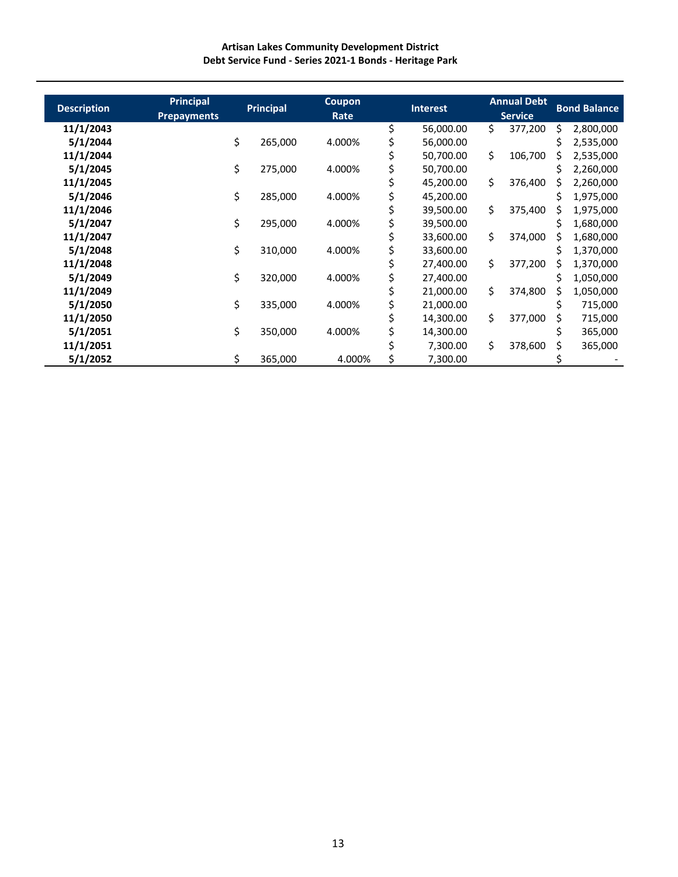**Artisan Lakes Community Development District**
**Debt Service Fund - Series 2021-1 Bonds - Heritage Park**

| Description | Principal Prepayments | Principal | Coupon Rate | Interest | Annual Debt Service | Bond Balance |
|---|---|---|---|---|---|---|
| **11/1/2043** | | | | $ 56,000.00 | $ 377,200 | $ 2,800,000 |
| **5/1/2044** | | $ 265,000 | 4.000% | $ 56,000.00 | | $ 2,535,000 |
| **11/1/2044** | | | | $ 50,700.00 | $ 106,700 | $ 2,535,000 |
| **5/1/2045** | | $ 275,000 | 4.000% | $ 50,700.00 | | $ 2,260,000 |
| **11/1/2045** | | | | $ 45,200.00 | $ 376,400 | $ 2,260,000 |
| **5/1/2046** | | $ 285,000 | 4.000% | $ 45,200.00 | | $ 1,975,000 |
| **11/1/2046** | | | | $ 39,500.00 | $ 375,400 | $ 1,975,000 |
| **5/1/2047** | | $ 295,000 | 4.000% | $ 39,500.00 | | $ 1,680,000 |
| **11/1/2047** | | | | $ 33,600.00 | $ 374,000 | $ 1,680,000 |
| **5/1/2048** | | $ 310,000 | 4.000% | $ 33,600.00 | | $ 1,370,000 |
| **11/1/2048** | | | | $ 27,400.00 | $ 377,200 | $ 1,370,000 |
| **5/1/2049** | | $ 320,000 | 4.000% | $ 27,400.00 | | $ 1,050,000 |
| **11/1/2049** | | | | $ 21,000.00 | $ 374,800 | $ 1,050,000 |
| **5/1/2050** | | $ 335,000 | 4.000% | $ 21,000.00 | | $ 715,000 |
| **11/1/2050** | | | | $ 14,300.00 | $ 377,000 | $ 715,000 |
| **5/1/2051** | | $ 350,000 | 4.000% | $ 14,300.00 | | $ 365,000 |
| **11/1/2051** | | | | $ 7,300.00 | $ 378,600 | $ 365,000 |
| **5/1/2052** | | $ 365,000 | 4.000% | $ 7,300.00 | | $ - |